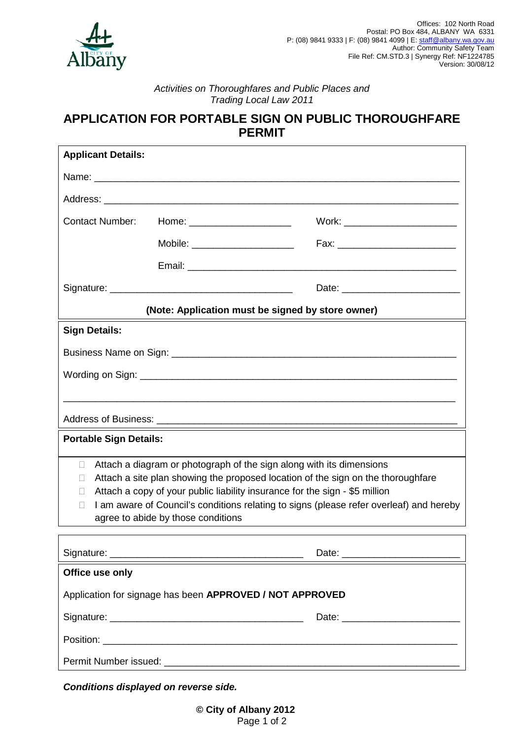Offices: 102 North Road
Postal: PO Box 484, ALBANY WA 6331
P: (08) 9841 9333 | F: (08) 9841 4099 | E: staff@albany.wa.gov.au
Author: Community Safety Team
File Ref: CM.STD.3 | Synergy Ref: NF1224785
Version: 30/08/12

*Activities on Thoroughfares and Public Places and Trading Local Law 2011*

# APPLICATION FOR PORTABLE SIGN ON PUBLIC THOROUGHFARE PERMIT

**Applicant Details:**

Name: ______________________________________________

Address: ______________________________________________

Contact Number: Home: ____________________ Work: ____________________

Mobile: ____________________ Fax: ____________________

Email: ______________________________________________

Signature: ______________________________ Date: ____________________

**(Note: Application must be signed by store owner)**

**Sign Details:**

Business Name on Sign: ______________________________________________

Wording on Sign: ______________________________________________

______________________________________________

Address of Business: ______________________________________________

**Portable Sign Details:**

- ☐ Attach a diagram or photograph of the sign along with its dimensions
- ☐ Attach a site plan showing the proposed location of the sign on the thoroughfare
- ☐ Attach a copy of your public liability insurance for the sign - $5 million
- ☐ I am aware of Council's conditions relating to signs (please refer overleaf) and hereby agree to abide by those conditions

Signature: ______________________________ Date: ____________________

**Office use only**

Application for signage has been **APPROVED / NOT APPROVED**

Signature: ______________________________ Date: ____________________

Position: ______________________________________________

Permit Number issued: ______________________________________________

***Conditions displayed on reverse side.***

**© City of Albany 2012**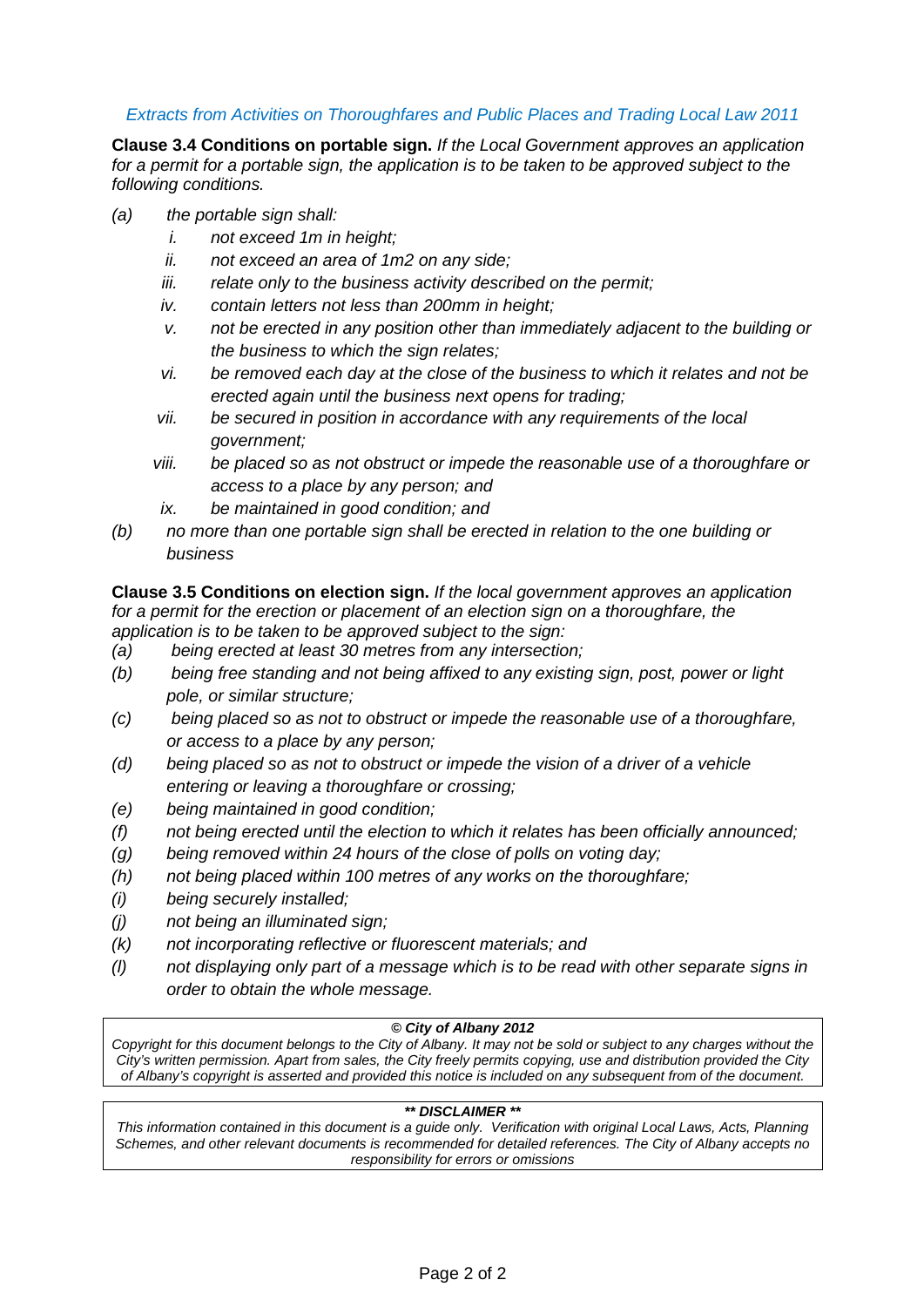*Extracts from Activities on Thoroughfares and Public Places and Trading Local Law 2011*

**Clause 3.4 Conditions on portable sign.** *If the Local Government approves an application for a permit for a portable sign, the application is to be taken to be approved subject to the following conditions.*

*(a) the portable sign shall:*

- *i. not exceed 1m in height;*
- *ii. not exceed an area of 1m2 on any side;*
- *iii. relate only to the business activity described on the permit;*
- *iv. contain letters not less than 200mm in height;*
- *v. not be erected in any position other than immediately adjacent to the building or the business to which the sign relates;*
- *vi. be removed each day at the close of the business to which it relates and not be erected again until the business next opens for trading;*
- *vii. be secured in position in accordance with any requirements of the local government;*
- *viii. be placed so as not obstruct or impede the reasonable use of a thoroughfare or access to a place by any person; and*
- *ix. be maintained in good condition; and*

*(b) no more than one portable sign shall be erected in relation to the one building or business*

**Clause 3.5 Conditions on election sign.** *If the local government approves an application for a permit for the erection or placement of an election sign on a thoroughfare, the application is to be taken to be approved subject to the sign:*

*(a) being erected at least 30 metres from any intersection;*
*(b) being free standing and not being affixed to any existing sign, post, power or light pole, or similar structure;*
*(c) being placed so as not to obstruct or impede the reasonable use of a thoroughfare, or access to a place by any person;*
*(d) being placed so as not to obstruct or impede the vision of a driver of a vehicle entering or leaving a thoroughfare or crossing;*
*(e) being maintained in good condition;*
*(f) not being erected until the election to which it relates has been officially announced;*
*(g) being removed within 24 hours of the close of polls on voting day;*
*(h) not being placed within 100 metres of any works on the thoroughfare;*
*(i) being securely installed;*
*(j) not being an illuminated sign;*
*(k) not incorporating reflective or fluorescent materials; and*
*(l) not displaying only part of a message which is to be read with other separate signs in order to obtain the whole message.*

***© City of Albany 2012***

*Copyright for this document belongs to the City of Albany. It may not be sold or subject to any charges without the City's written permission. Apart from sales, the City freely permits copying, use and distribution provided the City of Albany's copyright is asserted and provided this notice is included on any subsequent from of the document.*

***\*\* DISCLAIMER \*\****

*This information contained in this document is a guide only. Verification with original Local Laws, Acts, Planning Schemes, and other relevant documents is recommended for detailed references. The City of Albany accepts no responsibility for errors or omissions*